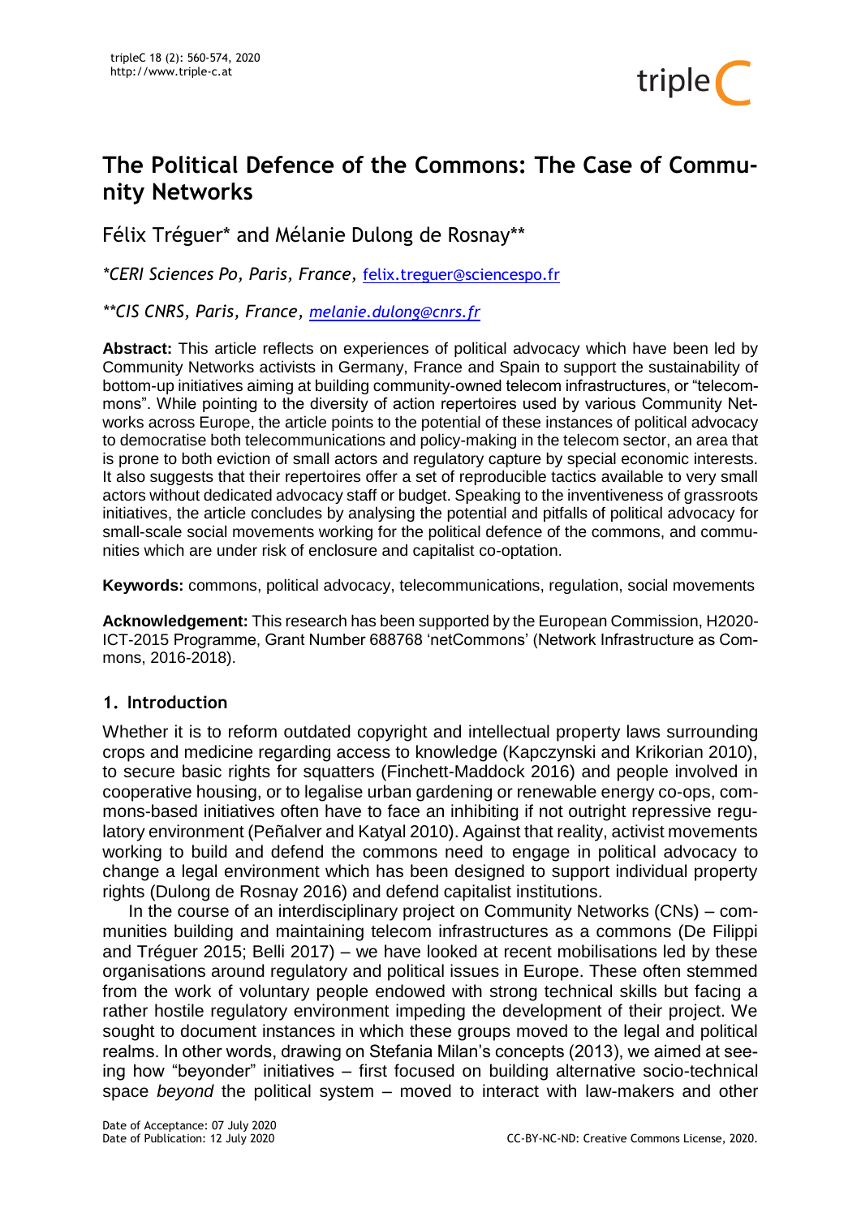# The Political Defence of the Commons: The Case of Community Networks

Félix Tréguer* and Mélanie Dulong de Rosnay**

*\*CERI Sciences Po, Paris, France,* felix.treguer@sciencespo.fr

*\*\*CIS CNRS, Paris, France, melanie.dulong@cnrs.fr*

**Abstract:** This article reflects on experiences of political advocacy which have been led by Community Networks activists in Germany, France and Spain to support the sustainability of bottom-up initiatives aiming at building community-owned telecom infrastructures, or "telecommons". While pointing to the diversity of action repertoires used by various Community Networks across Europe, the article points to the potential of these instances of political advocacy to democratise both telecommunications and policy-making in the telecom sector, an area that is prone to both eviction of small actors and regulatory capture by special economic interests. It also suggests that their repertoires offer a set of reproducible tactics available to very small actors without dedicated advocacy staff or budget. Speaking to the inventiveness of grassroots initiatives, the article concludes by analysing the potential and pitfalls of political advocacy for small-scale social movements working for the political defence of the commons, and communities which are under risk of enclosure and capitalist co-optation.

**Keywords:** commons, political advocacy, telecommunications, regulation, social movements

**Acknowledgement:** This research has been supported by the European Commission, H2020-ICT-2015 Programme, Grant Number 688768 'netCommons' (Network Infrastructure as Commons, 2016-2018).

## 1. Introduction

Whether it is to reform outdated copyright and intellectual property laws surrounding crops and medicine regarding access to knowledge (Kapczynski and Krikorian 2010), to secure basic rights for squatters (Finchett-Maddock 2016) and people involved in cooperative housing, or to legalise urban gardening or renewable energy co-ops, commons-based initiatives often have to face an inhibiting if not outright repressive regulatory environment (Peñalver and Katyal 2010). Against that reality, activist movements working to build and defend the commons need to engage in political advocacy to change a legal environment which has been designed to support individual property rights (Dulong de Rosnay 2016) and defend capitalist institutions.

In the course of an interdisciplinary project on Community Networks (CNs) – communities building and maintaining telecom infrastructures as a commons (De Filippi and Tréguer 2015; Belli 2017) – we have looked at recent mobilisations led by these organisations around regulatory and political issues in Europe. These often stemmed from the work of voluntary people endowed with strong technical skills but facing a rather hostile regulatory environment impeding the development of their project. We sought to document instances in which these groups moved to the legal and political realms. In other words, drawing on Stefania Milan's concepts (2013), we aimed at seeing how "beyonder" initiatives – first focused on building alternative socio-technical space *beyond* the political system – moved to interact with law-makers and other

Date of Acceptance: 07 July 2020
Date of Publication: 12 July 2020

CC-BY-NC-ND: Creative Commons License, 2020.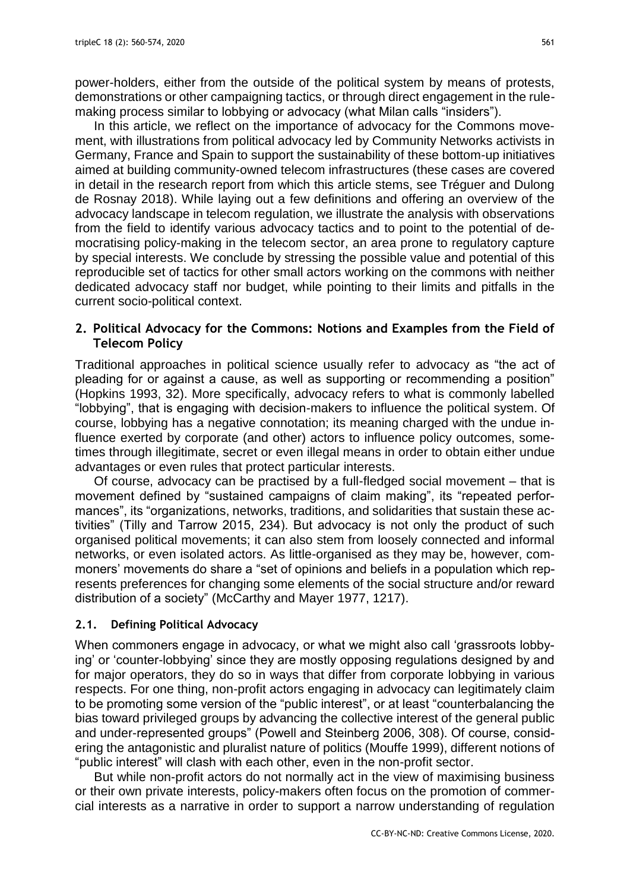power-holders, either from the outside of the political system by means of protests, demonstrations or other campaigning tactics, or through direct engagement in the rule-making process similar to lobbying or advocacy (what Milan calls "insiders").

In this article, we reflect on the importance of advocacy for the Commons movement, with illustrations from political advocacy led by Community Networks activists in Germany, France and Spain to support the sustainability of these bottom-up initiatives aimed at building community-owned telecom infrastructures (these cases are covered in detail in the research report from which this article stems, see Tréguer and Dulong de Rosnay 2018). While laying out a few definitions and offering an overview of the advocacy landscape in telecom regulation, we illustrate the analysis with observations from the field to identify various advocacy tactics and to point to the potential of democratising policy-making in the telecom sector, an area prone to regulatory capture by special interests. We conclude by stressing the possible value and potential of this reproducible set of tactics for other small actors working on the commons with neither dedicated advocacy staff nor budget, while pointing to their limits and pitfalls in the current socio-political context.

## 2. Political Advocacy for the Commons: Notions and Examples from the Field of Telecom Policy

Traditional approaches in political science usually refer to advocacy as "the act of pleading for or against a cause, as well as supporting or recommending a position" (Hopkins 1993, 32). More specifically, advocacy refers to what is commonly labelled "lobbying", that is engaging with decision-makers to influence the political system. Of course, lobbying has a negative connotation; its meaning charged with the undue influence exerted by corporate (and other) actors to influence policy outcomes, sometimes through illegitimate, secret or even illegal means in order to obtain either undue advantages or even rules that protect particular interests.

Of course, advocacy can be practised by a full-fledged social movement – that is movement defined by "sustained campaigns of claim making", its "repeated performances", its "organizations, networks, traditions, and solidarities that sustain these activities" (Tilly and Tarrow 2015, 234). But advocacy is not only the product of such organised political movements; it can also stem from loosely connected and informal networks, or even isolated actors. As little-organised as they may be, however, commoners' movements do share a "set of opinions and beliefs in a population which represents preferences for changing some elements of the social structure and/or reward distribution of a society" (McCarthy and Mayer 1977, 1217).

### 2.1. Defining Political Advocacy

When commoners engage in advocacy, or what we might also call 'grassroots lobbying' or 'counter-lobbying' since they are mostly opposing regulations designed by and for major operators, they do so in ways that differ from corporate lobbying in various respects. For one thing, non-profit actors engaging in advocacy can legitimately claim to be promoting some version of the "public interest", or at least "counterbalancing the bias toward privileged groups by advancing the collective interest of the general public and under-represented groups" (Powell and Steinberg 2006, 308). Of course, considering the antagonistic and pluralist nature of politics (Mouffe 1999), different notions of "public interest" will clash with each other, even in the non-profit sector.

But while non-profit actors do not normally act in the view of maximising business or their own private interests, policy-makers often focus on the promotion of commercial interests as a narrative in order to support a narrow understanding of regulation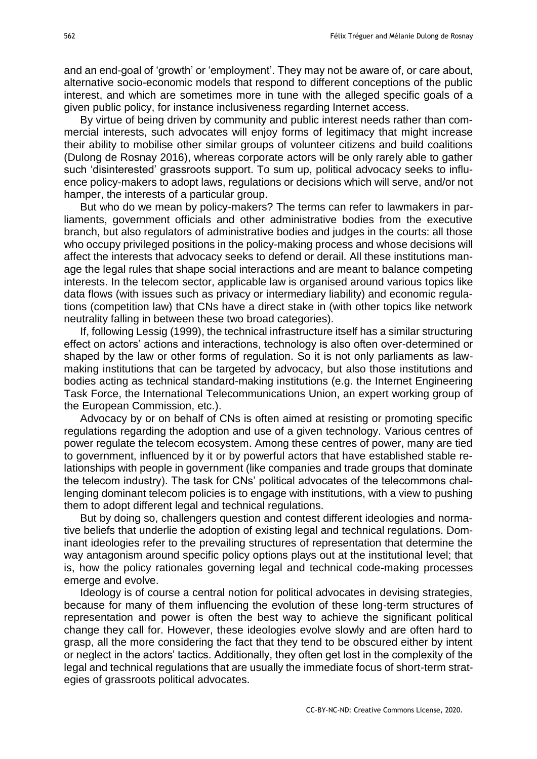and an end-goal of 'growth' or 'employment'. They may not be aware of, or care about, alternative socio-economic models that respond to different conceptions of the public interest, and which are sometimes more in tune with the alleged specific goals of a given public policy, for instance inclusiveness regarding Internet access.

By virtue of being driven by community and public interest needs rather than commercial interests, such advocates will enjoy forms of legitimacy that might increase their ability to mobilise other similar groups of volunteer citizens and build coalitions (Dulong de Rosnay 2016), whereas corporate actors will be only rarely able to gather such 'disinterested' grassroots support. To sum up, political advocacy seeks to influence policy-makers to adopt laws, regulations or decisions which will serve, and/or not hamper, the interests of a particular group.

But who do we mean by policy-makers? The terms can refer to lawmakers in parliaments, government officials and other administrative bodies from the executive branch, but also regulators of administrative bodies and judges in the courts: all those who occupy privileged positions in the policy-making process and whose decisions will affect the interests that advocacy seeks to defend or derail. All these institutions manage the legal rules that shape social interactions and are meant to balance competing interests. In the telecom sector, applicable law is organised around various topics like data flows (with issues such as privacy or intermediary liability) and economic regulations (competition law) that CNs have a direct stake in (with other topics like network neutrality falling in between these two broad categories).

If, following Lessig (1999), the technical infrastructure itself has a similar structuring effect on actors' actions and interactions, technology is also often over-determined or shaped by the law or other forms of regulation. So it is not only parliaments as law-making institutions that can be targeted by advocacy, but also those institutions and bodies acting as technical standard-making institutions (e.g. the Internet Engineering Task Force, the International Telecommunications Union, an expert working group of the European Commission, etc.).

Advocacy by or on behalf of CNs is often aimed at resisting or promoting specific regulations regarding the adoption and use of a given technology. Various centres of power regulate the telecom ecosystem. Among these centres of power, many are tied to government, influenced by it or by powerful actors that have established stable relationships with people in government (like companies and trade groups that dominate the telecom industry). The task for CNs' political advocates of the telecommons challenging dominant telecom policies is to engage with institutions, with a view to pushing them to adopt different legal and technical regulations.

But by doing so, challengers question and contest different ideologies and normative beliefs that underlie the adoption of existing legal and technical regulations. Dominant ideologies refer to the prevailing structures of representation that determine the way antagonism around specific policy options plays out at the institutional level; that is, how the policy rationales governing legal and technical code-making processes emerge and evolve.

Ideology is of course a central notion for political advocates in devising strategies, because for many of them influencing the evolution of these long-term structures of representation and power is often the best way to achieve the significant political change they call for. However, these ideologies evolve slowly and are often hard to grasp, all the more considering the fact that they tend to be obscured either by intent or neglect in the actors' tactics. Additionally, they often get lost in the complexity of the legal and technical regulations that are usually the immediate focus of short-term strategies of grassroots political advocates.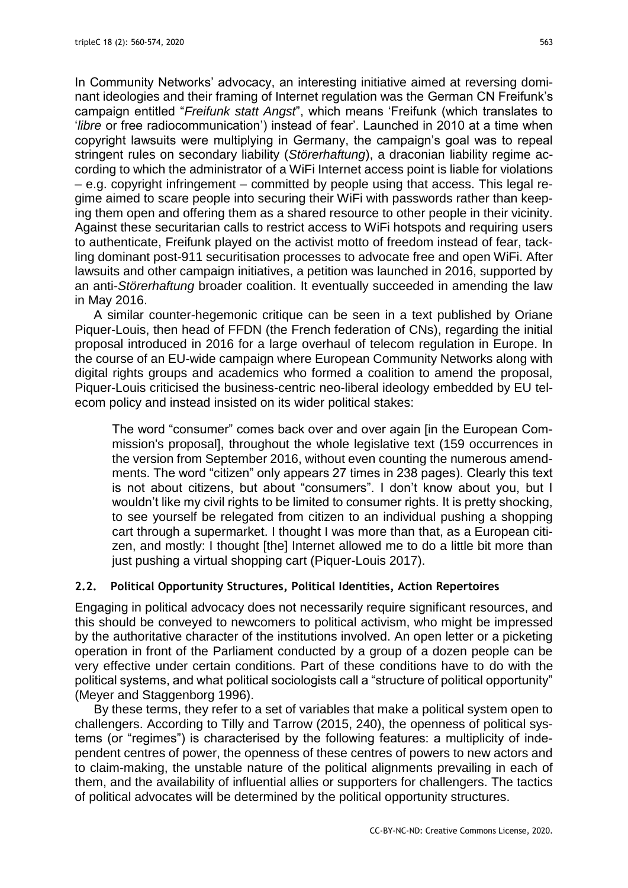In Community Networks' advocacy, an interesting initiative aimed at reversing dominant ideologies and their framing of Internet regulation was the German CN Freifunk's campaign entitled "*Freifunk statt Angst*", which means 'Freifunk (which translates to '*libre* or free radiocommunication') instead of fear'. Launched in 2010 at a time when copyright lawsuits were multiplying in Germany, the campaign's goal was to repeal stringent rules on secondary liability (*Störerhaftung*), a draconian liability regime according to which the administrator of a WiFi Internet access point is liable for violations – e.g. copyright infringement – committed by people using that access. This legal regime aimed to scare people into securing their WiFi with passwords rather than keeping them open and offering them as a shared resource to other people in their vicinity. Against these securitarian calls to restrict access to WiFi hotspots and requiring users to authenticate, Freifunk played on the activist motto of freedom instead of fear, tackling dominant post-911 securitisation processes to advocate free and open WiFi. After lawsuits and other campaign initiatives, a petition was launched in 2016, supported by an anti-*Störerhaftung* broader coalition. It eventually succeeded in amending the law in May 2016.

A similar counter-hegemonic critique can be seen in a text published by Oriane Piquer-Louis, then head of FFDN (the French federation of CNs), regarding the initial proposal introduced in 2016 for a large overhaul of telecom regulation in Europe. In the course of an EU-wide campaign where European Community Networks along with digital rights groups and academics who formed a coalition to amend the proposal, Piquer-Louis criticised the business-centric neo-liberal ideology embedded by EU telecom policy and instead insisted on its wider political stakes:

> The word "consumer" comes back over and over again [in the European Commission's proposal], throughout the whole legislative text (159 occurrences in the version from September 2016, without even counting the numerous amendments. The word "citizen" only appears 27 times in 238 pages). Clearly this text is not about citizens, but about "consumers". I don't know about you, but I wouldn't like my civil rights to be limited to consumer rights. It is pretty shocking, to see yourself be relegated from citizen to an individual pushing a shopping cart through a supermarket. I thought I was more than that, as a European citizen, and mostly: I thought [the] Internet allowed me to do a little bit more than just pushing a virtual shopping cart (Piquer-Louis 2017).

### 2.2. Political Opportunity Structures, Political Identities, Action Repertoires

Engaging in political advocacy does not necessarily require significant resources, and this should be conveyed to newcomers to political activism, who might be impressed by the authoritative character of the institutions involved. An open letter or a picketing operation in front of the Parliament conducted by a group of a dozen people can be very effective under certain conditions. Part of these conditions have to do with the political systems, and what political sociologists call a "structure of political opportunity" (Meyer and Staggenborg 1996).

By these terms, they refer to a set of variables that make a political system open to challengers. According to Tilly and Tarrow (2015, 240), the openness of political systems (or "regimes") is characterised by the following features: a multiplicity of independent centres of power, the openness of these centres of powers to new actors and to claim-making, the unstable nature of the political alignments prevailing in each of them, and the availability of influential allies or supporters for challengers. The tactics of political advocates will be determined by the political opportunity structures.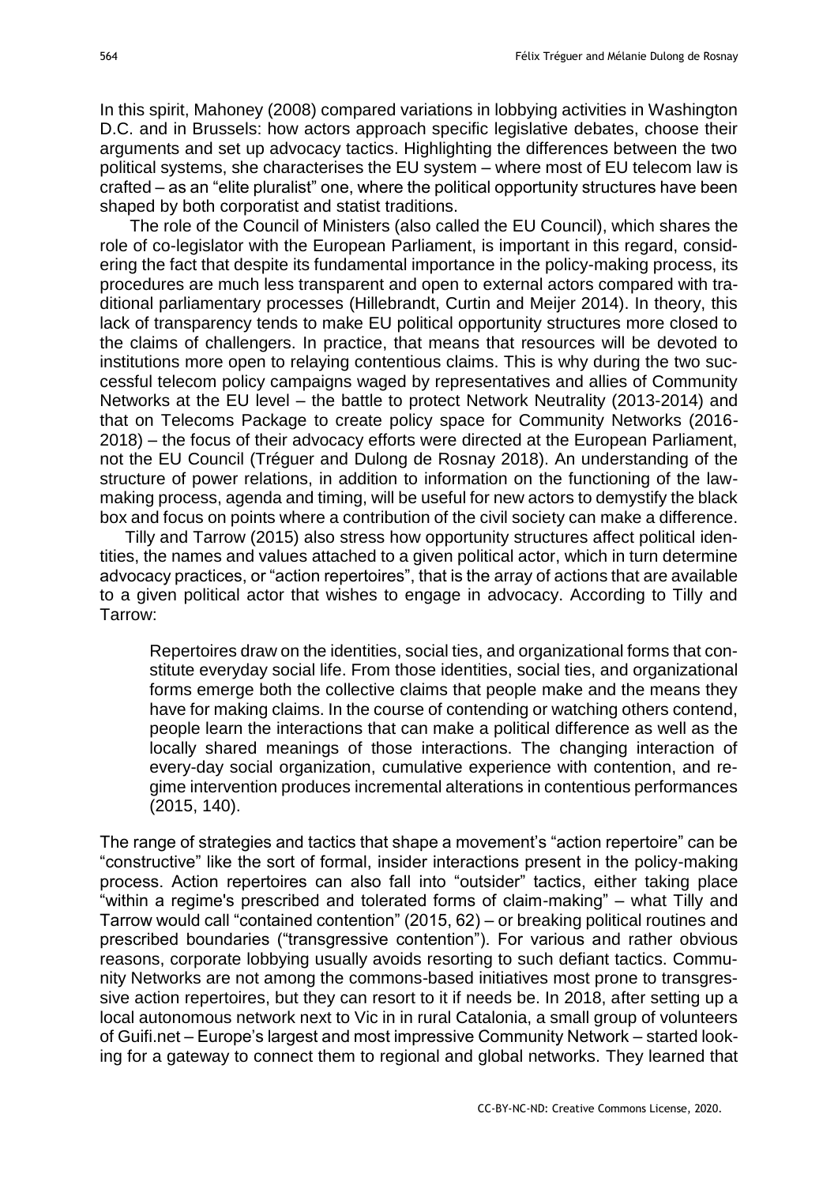In this spirit, Mahoney (2008) compared variations in lobbying activities in Washington D.C. and in Brussels: how actors approach specific legislative debates, choose their arguments and set up advocacy tactics. Highlighting the differences between the two political systems, she characterises the EU system – where most of EU telecom law is crafted – as an "elite pluralist" one, where the political opportunity structures have been shaped by both corporatist and statist traditions.

The role of the Council of Ministers (also called the EU Council), which shares the role of co-legislator with the European Parliament, is important in this regard, considering the fact that despite its fundamental importance in the policy-making process, its procedures are much less transparent and open to external actors compared with traditional parliamentary processes (Hillebrandt, Curtin and Meijer 2014). In theory, this lack of transparency tends to make EU political opportunity structures more closed to the claims of challengers. In practice, that means that resources will be devoted to institutions more open to relaying contentious claims. This is why during the two successful telecom policy campaigns waged by representatives and allies of Community Networks at the EU level – the battle to protect Network Neutrality (2013-2014) and that on Telecoms Package to create policy space for Community Networks (2016-2018) – the focus of their advocacy efforts were directed at the European Parliament, not the EU Council (Tréguer and Dulong de Rosnay 2018). An understanding of the structure of power relations, in addition to information on the functioning of the law-making process, agenda and timing, will be useful for new actors to demystify the black box and focus on points where a contribution of the civil society can make a difference.

Tilly and Tarrow (2015) also stress how opportunity structures affect political identities, the names and values attached to a given political actor, which in turn determine advocacy practices, or "action repertoires", that is the array of actions that are available to a given political actor that wishes to engage in advocacy. According to Tilly and Tarrow:

> Repertoires draw on the identities, social ties, and organizational forms that constitute everyday social life. From those identities, social ties, and organizational forms emerge both the collective claims that people make and the means they have for making claims. In the course of contending or watching others contend, people learn the interactions that can make a political difference as well as the locally shared meanings of those interactions. The changing interaction of every-day social organization, cumulative experience with contention, and regime intervention produces incremental alterations in contentious performances (2015, 140).

The range of strategies and tactics that shape a movement's "action repertoire" can be "constructive" like the sort of formal, insider interactions present in the policy-making process. Action repertoires can also fall into "outsider" tactics, either taking place "within a regime's prescribed and tolerated forms of claim-making" – what Tilly and Tarrow would call "contained contention" (2015, 62) – or breaking political routines and prescribed boundaries ("transgressive contention"). For various and rather obvious reasons, corporate lobbying usually avoids resorting to such defiant tactics. Community Networks are not among the commons-based initiatives most prone to transgressive action repertoires, but they can resort to it if needs be. In 2018, after setting up a local autonomous network next to Vic in in rural Catalonia, a small group of volunteers of Guifi.net – Europe's largest and most impressive Community Network – started looking for a gateway to connect them to regional and global networks. They learned that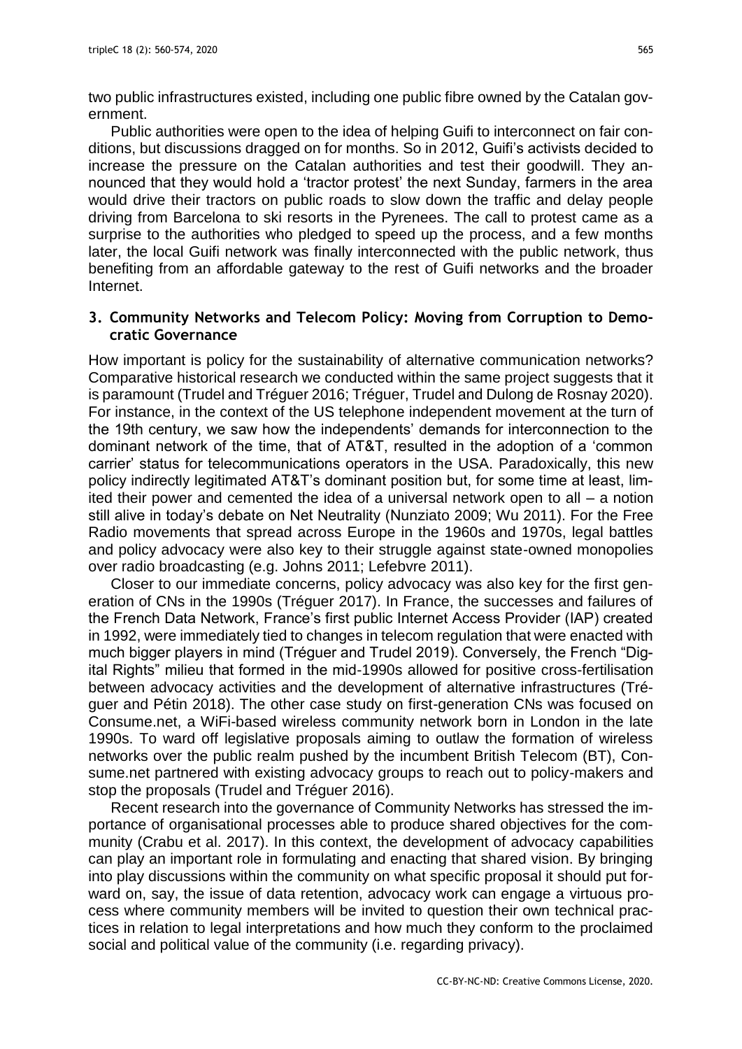two public infrastructures existed, including one public fibre owned by the Catalan government.

Public authorities were open to the idea of helping Guifi to interconnect on fair conditions, but discussions dragged on for months. So in 2012, Guifi's activists decided to increase the pressure on the Catalan authorities and test their goodwill. They announced that they would hold a 'tractor protest' the next Sunday, farmers in the area would drive their tractors on public roads to slow down the traffic and delay people driving from Barcelona to ski resorts in the Pyrenees. The call to protest came as a surprise to the authorities who pledged to speed up the process, and a few months later, the local Guifi network was finally interconnected with the public network, thus benefiting from an affordable gateway to the rest of Guifi networks and the broader Internet.

## 3. Community Networks and Telecom Policy: Moving from Corruption to Democratic Governance

How important is policy for the sustainability of alternative communication networks? Comparative historical research we conducted within the same project suggests that it is paramount (Trudel and Tréguer 2016; Tréguer, Trudel and Dulong de Rosnay 2020). For instance, in the context of the US telephone independent movement at the turn of the 19th century, we saw how the independents' demands for interconnection to the dominant network of the time, that of AT&T, resulted in the adoption of a 'common carrier' status for telecommunications operators in the USA. Paradoxically, this new policy indirectly legitimated AT&T's dominant position but, for some time at least, limited their power and cemented the idea of a universal network open to all – a notion still alive in today's debate on Net Neutrality (Nunziato 2009; Wu 2011). For the Free Radio movements that spread across Europe in the 1960s and 1970s, legal battles and policy advocacy were also key to their struggle against state-owned monopolies over radio broadcasting (e.g. Johns 2011; Lefebvre 2011).

Closer to our immediate concerns, policy advocacy was also key for the first generation of CNs in the 1990s (Tréguer 2017). In France, the successes and failures of the French Data Network, France's first public Internet Access Provider (IAP) created in 1992, were immediately tied to changes in telecom regulation that were enacted with much bigger players in mind (Tréguer and Trudel 2019). Conversely, the French "Digital Rights" milieu that formed in the mid-1990s allowed for positive cross-fertilisation between advocacy activities and the development of alternative infrastructures (Tréguer and Pétin 2018). The other case study on first-generation CNs was focused on Consume.net, a WiFi-based wireless community network born in London in the late 1990s. To ward off legislative proposals aiming to outlaw the formation of wireless networks over the public realm pushed by the incumbent British Telecom (BT), Consume.net partnered with existing advocacy groups to reach out to policy-makers and stop the proposals (Trudel and Tréguer 2016).

Recent research into the governance of Community Networks has stressed the importance of organisational processes able to produce shared objectives for the community (Crabu et al. 2017). In this context, the development of advocacy capabilities can play an important role in formulating and enacting that shared vision. By bringing into play discussions within the community on what specific proposal it should put forward on, say, the issue of data retention, advocacy work can engage a virtuous process where community members will be invited to question their own technical practices in relation to legal interpretations and how much they conform to the proclaimed social and political value of the community (i.e. regarding privacy).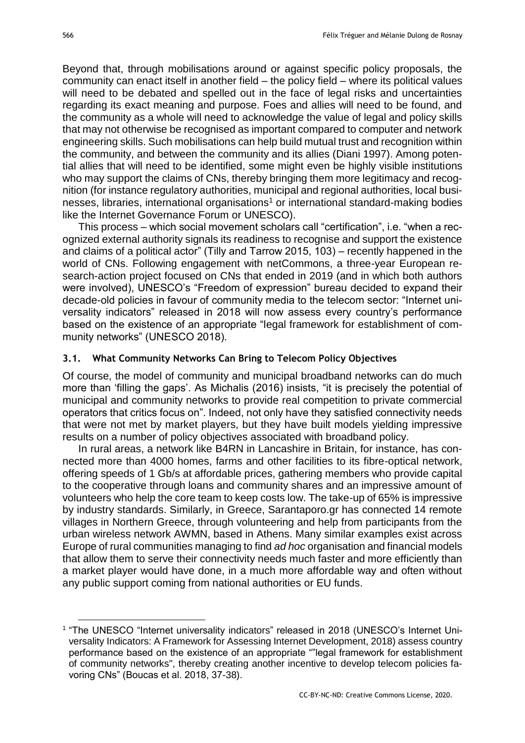Beyond that, through mobilisations around or against specific policy proposals, the community can enact itself in another field – the policy field – where its political values will need to be debated and spelled out in the face of legal risks and uncertainties regarding its exact meaning and purpose. Foes and allies will need to be found, and the community as a whole will need to acknowledge the value of legal and policy skills that may not otherwise be recognised as important compared to computer and network engineering skills. Such mobilisations can help build mutual trust and recognition within the community, and between the community and its allies (Diani 1997). Among potential allies that will need to be identified, some might even be highly visible institutions who may support the claims of CNs, thereby bringing them more legitimacy and recognition (for instance regulatory authorities, municipal and regional authorities, local businesses, libraries, international organisations[1] or international standard-making bodies like the Internet Governance Forum or UNESCO).

This process – which social movement scholars call "certification", i.e. "when a recognized external authority signals its readiness to recognise and support the existence and claims of a political actor" (Tilly and Tarrow 2015, 103) – recently happened in the world of CNs. Following engagement with netCommons, a three-year European research-action project focused on CNs that ended in 2019 (and in which both authors were involved), UNESCO's "Freedom of expression" bureau decided to expand their decade-old policies in favour of community media to the telecom sector: "Internet universality indicators" released in 2018 will now assess every country's performance based on the existence of an appropriate "legal framework for establishment of community networks" (UNESCO 2018).

### 3.1. What Community Networks Can Bring to Telecom Policy Objectives

Of course, the model of community and municipal broadband networks can do much more than 'filling the gaps'. As Michalis (2016) insists, "it is precisely the potential of municipal and community networks to provide real competition to private commercial operators that critics focus on". Indeed, not only have they satisfied connectivity needs that were not met by market players, but they have built models yielding impressive results on a number of policy objectives associated with broadband policy.

In rural areas, a network like B4RN in Lancashire in Britain, for instance, has connected more than 4000 homes, farms and other facilities to its fibre-optical network, offering speeds of 1 Gb/s at affordable prices, gathering members who provide capital to the cooperative through loans and community shares and an impressive amount of volunteers who help the core team to keep costs low. The take-up of 65% is impressive by industry standards. Similarly, in Greece, Sarantaporo.gr has connected 14 remote villages in Northern Greece, through volunteering and help from participants from the urban wireless network AWMN, based in Athens. Many similar examples exist across Europe of rural communities managing to find *ad hoc* organisation and financial models that allow them to serve their connectivity needs much faster and more efficiently than a market player would have done, in a much more affordable way and often without any public support coming from national authorities or EU funds.

[1] "The UNESCO "Internet universality indicators" released in 2018 (UNESCO's Internet Universality Indicators: A Framework for Assessing Internet Development, 2018) assess country performance based on the existence of an appropriate ""legal framework for establishment of community networks", thereby creating another incentive to develop telecom policies favoring CNs" (Boucas et al. 2018, 37-38).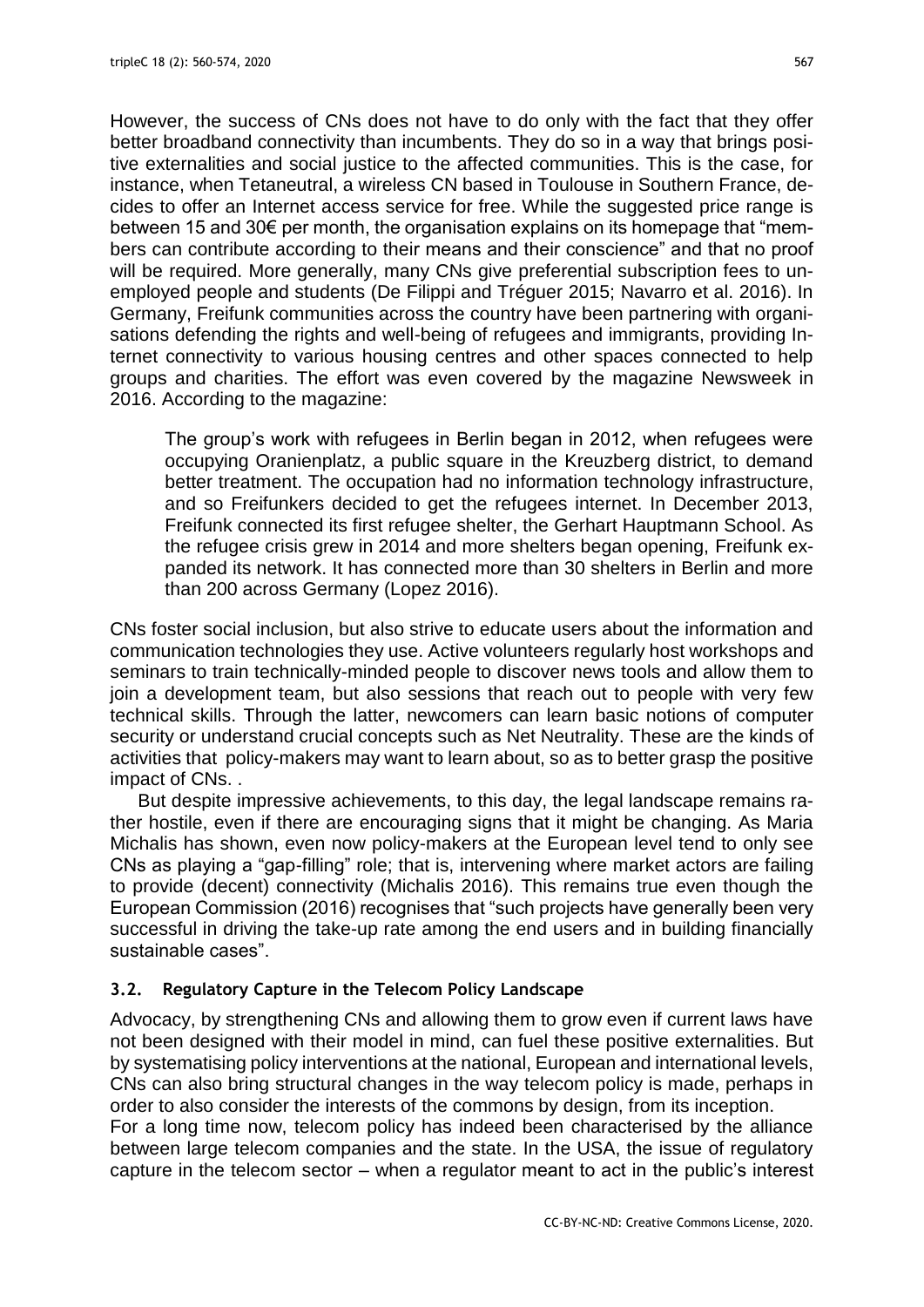However, the success of CNs does not have to do only with the fact that they offer better broadband connectivity than incumbents. They do so in a way that brings positive externalities and social justice to the affected communities. This is the case, for instance, when Tetaneutral, a wireless CN based in Toulouse in Southern France, decides to offer an Internet access service for free. While the suggested price range is between 15 and 30€ per month, the organisation explains on its homepage that "members can contribute according to their means and their conscience" and that no proof will be required. More generally, many CNs give preferential subscription fees to unemployed people and students (De Filippi and Tréguer 2015; Navarro et al. 2016). In Germany, Freifunk communities across the country have been partnering with organisations defending the rights and well-being of refugees and immigrants, providing Internet connectivity to various housing centres and other spaces connected to help groups and charities. The effort was even covered by the magazine Newsweek in 2016. According to the magazine:

> The group's work with refugees in Berlin began in 2012, when refugees were occupying Oranienplatz, a public square in the Kreuzberg district, to demand better treatment. The occupation had no information technology infrastructure, and so Freifunkers decided to get the refugees internet. In December 2013, Freifunk connected its first refugee shelter, the Gerhart Hauptmann School. As the refugee crisis grew in 2014 and more shelters began opening, Freifunk expanded its network. It has connected more than 30 shelters in Berlin and more than 200 across Germany (Lopez 2016).

CNs foster social inclusion, but also strive to educate users about the information and communication technologies they use. Active volunteers regularly host workshops and seminars to train technically-minded people to discover news tools and allow them to join a development team, but also sessions that reach out to people with very few technical skills. Through the latter, newcomers can learn basic notions of computer security or understand crucial concepts such as Net Neutrality. These are the kinds of activities that policy-makers may want to learn about, so as to better grasp the positive impact of CNs. .

But despite impressive achievements, to this day, the legal landscape remains rather hostile, even if there are encouraging signs that it might be changing. As Maria Michalis has shown, even now policy-makers at the European level tend to only see CNs as playing a "gap-filling" role; that is, intervening where market actors are failing to provide (decent) connectivity (Michalis 2016). This remains true even though the European Commission (2016) recognises that "such projects have generally been very successful in driving the take-up rate among the end users and in building financially sustainable cases".

### 3.2. Regulatory Capture in the Telecom Policy Landscape

Advocacy, by strengthening CNs and allowing them to grow even if current laws have not been designed with their model in mind, can fuel these positive externalities. But by systematising policy interventions at the national, European and international levels, CNs can also bring structural changes in the way telecom policy is made, perhaps in order to also consider the interests of the commons by design, from its inception.

For a long time now, telecom policy has indeed been characterised by the alliance between large telecom companies and the state. In the USA, the issue of regulatory capture in the telecom sector – when a regulator meant to act in the public's interest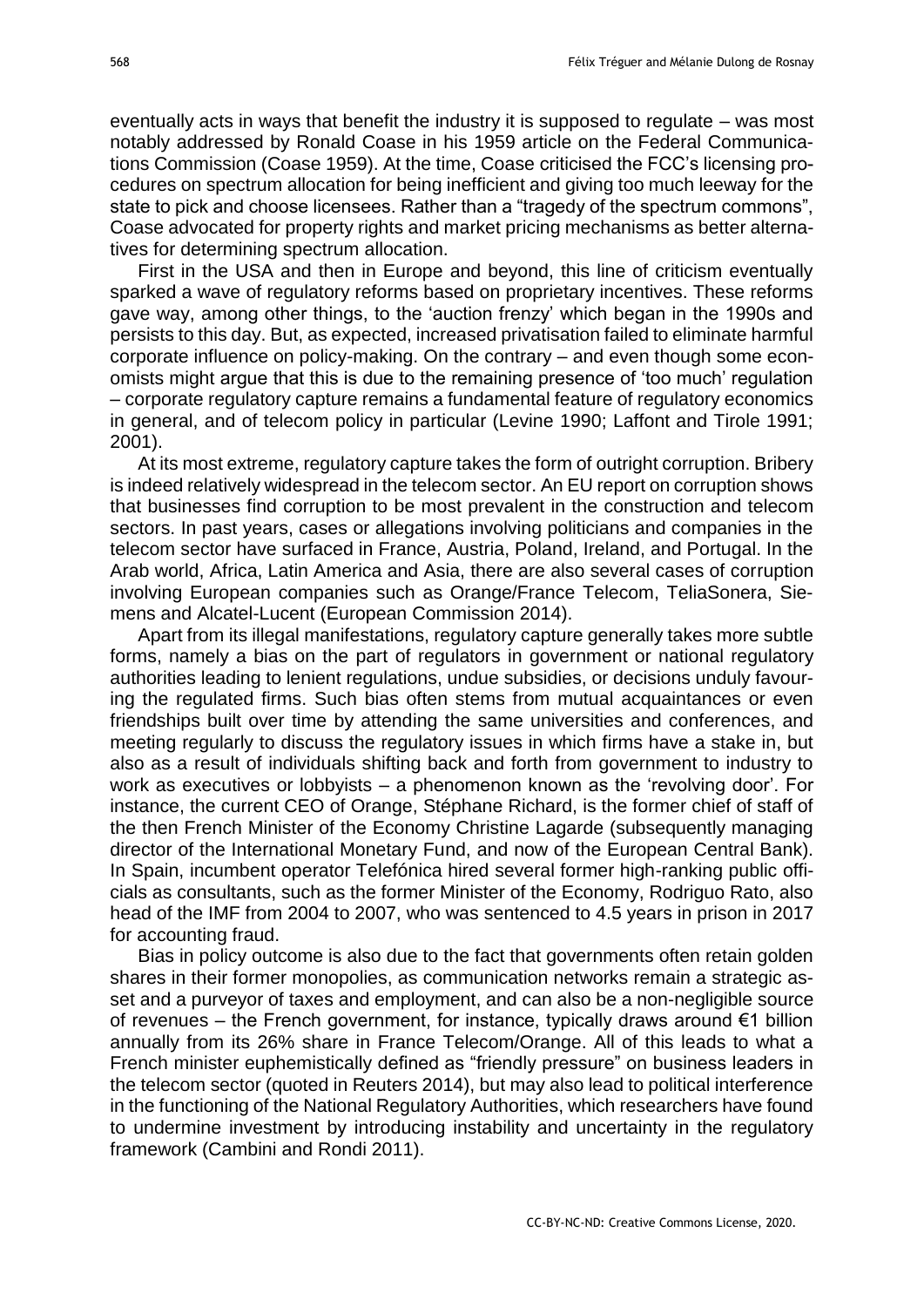eventually acts in ways that benefit the industry it is supposed to regulate – was most notably addressed by Ronald Coase in his 1959 article on the Federal Communications Commission (Coase 1959). At the time, Coase criticised the FCC's licensing procedures on spectrum allocation for being inefficient and giving too much leeway for the state to pick and choose licensees. Rather than a "tragedy of the spectrum commons", Coase advocated for property rights and market pricing mechanisms as better alternatives for determining spectrum allocation.

First in the USA and then in Europe and beyond, this line of criticism eventually sparked a wave of regulatory reforms based on proprietary incentives. These reforms gave way, among other things, to the 'auction frenzy' which began in the 1990s and persists to this day. But, as expected, increased privatisation failed to eliminate harmful corporate influence on policy-making. On the contrary – and even though some economists might argue that this is due to the remaining presence of 'too much' regulation – corporate regulatory capture remains a fundamental feature of regulatory economics in general, and of telecom policy in particular (Levine 1990; Laffont and Tirole 1991; 2001).

At its most extreme, regulatory capture takes the form of outright corruption. Bribery is indeed relatively widespread in the telecom sector. An EU report on corruption shows that businesses find corruption to be most prevalent in the construction and telecom sectors. In past years, cases or allegations involving politicians and companies in the telecom sector have surfaced in France, Austria, Poland, Ireland, and Portugal. In the Arab world, Africa, Latin America and Asia, there are also several cases of corruption involving European companies such as Orange/France Telecom, TeliaSonera, Siemens and Alcatel-Lucent (European Commission 2014).

Apart from its illegal manifestations, regulatory capture generally takes more subtle forms, namely a bias on the part of regulators in government or national regulatory authorities leading to lenient regulations, undue subsidies, or decisions unduly favouring the regulated firms. Such bias often stems from mutual acquaintances or even friendships built over time by attending the same universities and conferences, and meeting regularly to discuss the regulatory issues in which firms have a stake in, but also as a result of individuals shifting back and forth from government to industry to work as executives or lobbyists – a phenomenon known as the 'revolving door'. For instance, the current CEO of Orange, Stéphane Richard, is the former chief of staff of the then French Minister of the Economy Christine Lagarde (subsequently managing director of the International Monetary Fund, and now of the European Central Bank). In Spain, incumbent operator Telefónica hired several former high-ranking public officials as consultants, such as the former Minister of the Economy, Rodriguo Rato, also head of the IMF from 2004 to 2007, who was sentenced to 4.5 years in prison in 2017 for accounting fraud.

Bias in policy outcome is also due to the fact that governments often retain golden shares in their former monopolies, as communication networks remain a strategic asset and a purveyor of taxes and employment, and can also be a non-negligible source of revenues – the French government, for instance, typically draws around €1 billion annually from its 26% share in France Telecom/Orange. All of this leads to what a French minister euphemistically defined as "friendly pressure" on business leaders in the telecom sector (quoted in Reuters 2014), but may also lead to political interference in the functioning of the National Regulatory Authorities, which researchers have found to undermine investment by introducing instability and uncertainty in the regulatory framework (Cambini and Rondi 2011).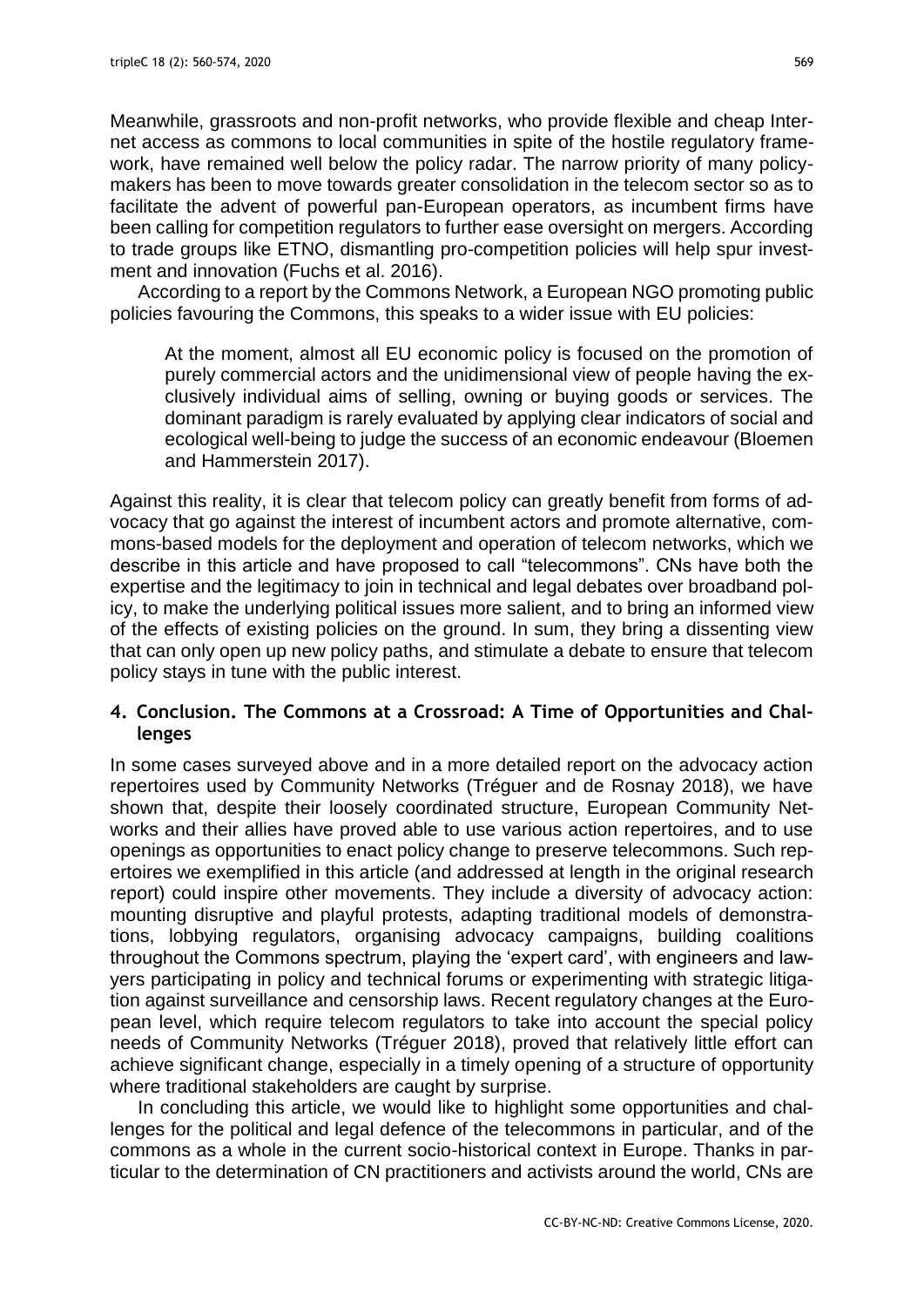Meanwhile, grassroots and non-profit networks, who provide flexible and cheap Internet access as commons to local communities in spite of the hostile regulatory framework, have remained well below the policy radar. The narrow priority of many policymakers has been to move towards greater consolidation in the telecom sector so as to facilitate the advent of powerful pan-European operators, as incumbent firms have been calling for competition regulators to further ease oversight on mergers. According to trade groups like ETNO, dismantling pro-competition policies will help spur investment and innovation (Fuchs et al. 2016).

According to a report by the Commons Network, a European NGO promoting public policies favouring the Commons, this speaks to a wider issue with EU policies:

> At the moment, almost all EU economic policy is focused on the promotion of purely commercial actors and the unidimensional view of people having the exclusively individual aims of selling, owning or buying goods or services. The dominant paradigm is rarely evaluated by applying clear indicators of social and ecological well-being to judge the success of an economic endeavour (Bloemen and Hammerstein 2017).

Against this reality, it is clear that telecom policy can greatly benefit from forms of advocacy that go against the interest of incumbent actors and promote alternative, commons-based models for the deployment and operation of telecom networks, which we describe in this article and have proposed to call "telecommons". CNs have both the expertise and the legitimacy to join in technical and legal debates over broadband policy, to make the underlying political issues more salient, and to bring an informed view of the effects of existing policies on the ground. In sum, they bring a dissenting view that can only open up new policy paths, and stimulate a debate to ensure that telecom policy stays in tune with the public interest.

## 4. Conclusion. The Commons at a Crossroad: A Time of Opportunities and Challenges

In some cases surveyed above and in a more detailed report on the advocacy action repertoires used by Community Networks (Tréguer and de Rosnay 2018), we have shown that, despite their loosely coordinated structure, European Community Networks and their allies have proved able to use various action repertoires, and to use openings as opportunities to enact policy change to preserve telecommons. Such repertoires we exemplified in this article (and addressed at length in the original research report) could inspire other movements. They include a diversity of advocacy action: mounting disruptive and playful protests, adapting traditional models of demonstrations, lobbying regulators, organising advocacy campaigns, building coalitions throughout the Commons spectrum, playing the 'expert card', with engineers and lawyers participating in policy and technical forums or experimenting with strategic litigation against surveillance and censorship laws. Recent regulatory changes at the European level, which require telecom regulators to take into account the special policy needs of Community Networks (Tréguer 2018), proved that relatively little effort can achieve significant change, especially in a timely opening of a structure of opportunity where traditional stakeholders are caught by surprise.

In concluding this article, we would like to highlight some opportunities and challenges for the political and legal defence of the telecommons in particular, and of the commons as a whole in the current socio-historical context in Europe. Thanks in particular to the determination of CN practitioners and activists around the world, CNs are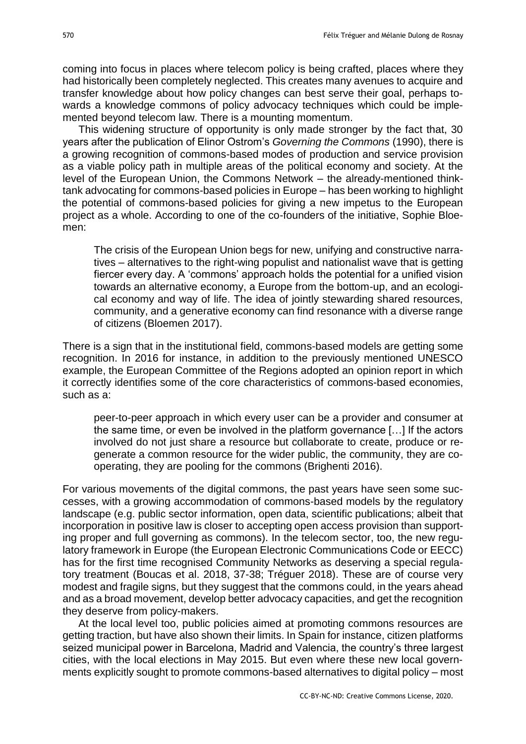coming into focus in places where telecom policy is being crafted, places where they had historically been completely neglected. This creates many avenues to acquire and transfer knowledge about how policy changes can best serve their goal, perhaps towards a knowledge commons of policy advocacy techniques which could be implemented beyond telecom law. There is a mounting momentum.

This widening structure of opportunity is only made stronger by the fact that, 30 years after the publication of Elinor Ostrom's *Governing the Commons* (1990), there is a growing recognition of commons-based modes of production and service provision as a viable policy path in multiple areas of the political economy and society. At the level of the European Union, the Commons Network – the already-mentioned think-tank advocating for commons-based policies in Europe – has been working to highlight the potential of commons-based policies for giving a new impetus to the European project as a whole. According to one of the co-founders of the initiative, Sophie Bloemen:

> The crisis of the European Union begs for new, unifying and constructive narratives – alternatives to the right-wing populist and nationalist wave that is getting fiercer every day. A 'commons' approach holds the potential for a unified vision towards an alternative economy, a Europe from the bottom-up, and an ecological economy and way of life. The idea of jointly stewarding shared resources, community, and a generative economy can find resonance with a diverse range of citizens (Bloemen 2017).

There is a sign that in the institutional field, commons-based models are getting some recognition. In 2016 for instance, in addition to the previously mentioned UNESCO example, the European Committee of the Regions adopted an opinion report in which it correctly identifies some of the core characteristics of commons-based economies, such as a:

> peer-to-peer approach in which every user can be a provider and consumer at the same time, or even be involved in the platform governance […] If the actors involved do not just share a resource but collaborate to create, produce or regenerate a common resource for the wider public, the community, they are cooperating, they are pooling for the commons (Brighenti 2016).

For various movements of the digital commons, the past years have seen some successes, with a growing accommodation of commons-based models by the regulatory landscape (e.g. public sector information, open data, scientific publications; albeit that incorporation in positive law is closer to accepting open access provision than supporting proper and full governing as commons). In the telecom sector, too, the new regulatory framework in Europe (the European Electronic Communications Code or EECC) has for the first time recognised Community Networks as deserving a special regulatory treatment (Boucas et al. 2018, 37-38; Tréguer 2018). These are of course very modest and fragile signs, but they suggest that the commons could, in the years ahead and as a broad movement, develop better advocacy capacities, and get the recognition they deserve from policy-makers.

At the local level too, public policies aimed at promoting commons resources are getting traction, but have also shown their limits. In Spain for instance, citizen platforms seized municipal power in Barcelona, Madrid and Valencia, the country's three largest cities, with the local elections in May 2015. But even where these new local governments explicitly sought to promote commons-based alternatives to digital policy – most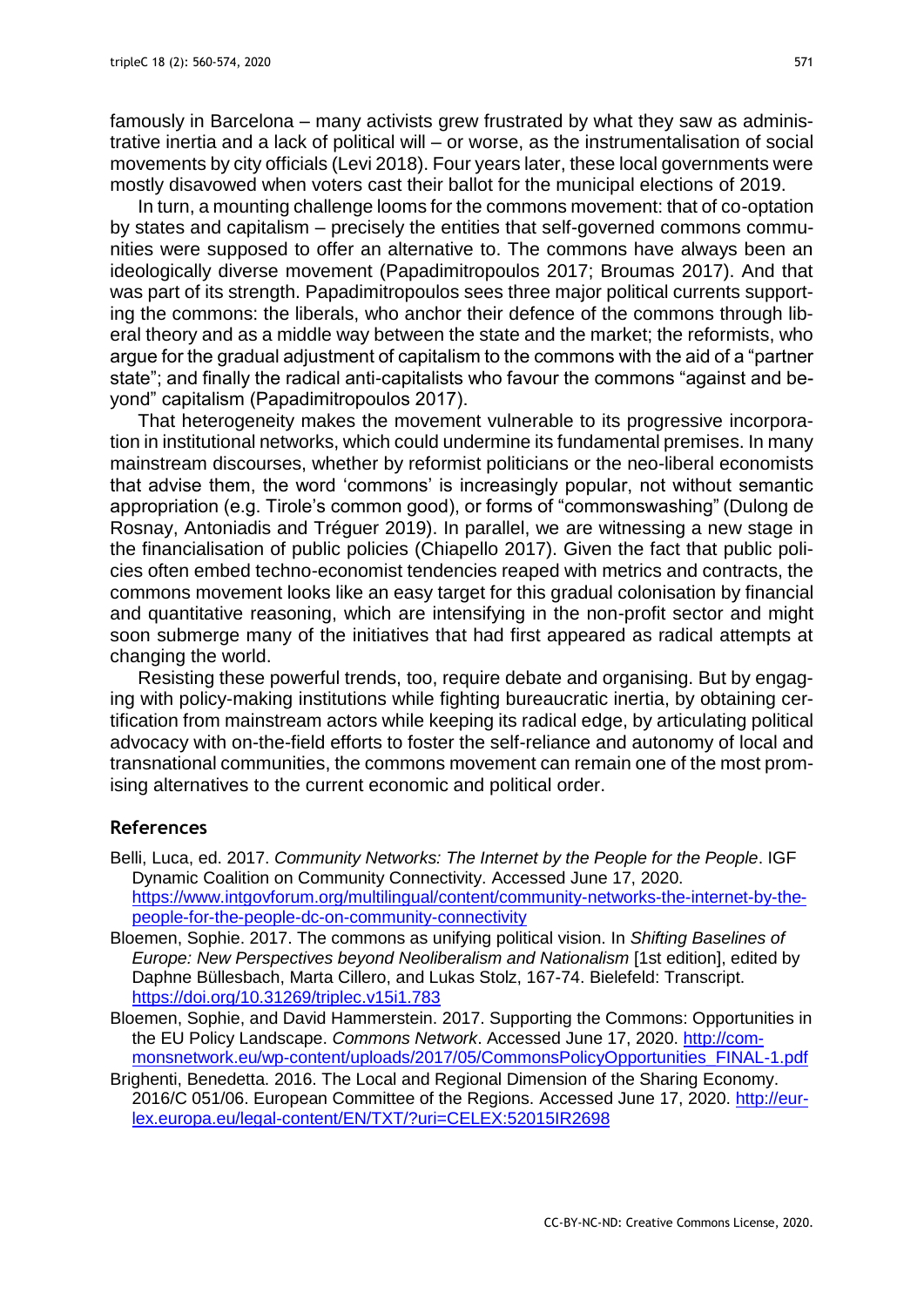famously in Barcelona – many activists grew frustrated by what they saw as administrative inertia and a lack of political will – or worse, as the instrumentalisation of social movements by city officials (Levi 2018). Four years later, these local governments were mostly disavowed when voters cast their ballot for the municipal elections of 2019.

In turn, a mounting challenge looms for the commons movement: that of co-optation by states and capitalism – precisely the entities that self-governed commons communities were supposed to offer an alternative to. The commons have always been an ideologically diverse movement (Papadimitropoulos 2017; Broumas 2017). And that was part of its strength. Papadimitropoulos sees three major political currents supporting the commons: the liberals, who anchor their defence of the commons through liberal theory and as a middle way between the state and the market; the reformists, who argue for the gradual adjustment of capitalism to the commons with the aid of a "partner state"; and finally the radical anti-capitalists who favour the commons "against and beyond" capitalism (Papadimitropoulos 2017).

That heterogeneity makes the movement vulnerable to its progressive incorporation in institutional networks, which could undermine its fundamental premises. In many mainstream discourses, whether by reformist politicians or the neo-liberal economists that advise them, the word 'commons' is increasingly popular, not without semantic appropriation (e.g. Tirole's common good), or forms of "commonswashing" (Dulong de Rosnay, Antoniadis and Tréguer 2019). In parallel, we are witnessing a new stage in the financialisation of public policies (Chiapello 2017). Given the fact that public policies often embed techno-economist tendencies reaped with metrics and contracts, the commons movement looks like an easy target for this gradual colonisation by financial and quantitative reasoning, which are intensifying in the non-profit sector and might soon submerge many of the initiatives that had first appeared as radical attempts at changing the world.

Resisting these powerful trends, too, require debate and organising. But by engaging with policy-making institutions while fighting bureaucratic inertia, by obtaining certification from mainstream actors while keeping its radical edge, by articulating political advocacy with on-the-field efforts to foster the self-reliance and autonomy of local and transnational communities, the commons movement can remain one of the most promising alternatives to the current economic and political order.

## References

Belli, Luca, ed. 2017. *Community Networks: The Internet by the People for the People*. IGF Dynamic Coalition on Community Connectivity. Accessed June 17, 2020. https://www.intgovforum.org/multilingual/content/community-networks-the-internet-by-the-people-for-the-people-dc-on-community-connectivity

Bloemen, Sophie. 2017. The commons as unifying political vision. In *Shifting Baselines of Europe: New Perspectives beyond Neoliberalism and Nationalism* [1st edition], edited by Daphne Büllesbach, Marta Cillero, and Lukas Stolz, 167-74. Bielefeld: Transcript. https://doi.org/10.31269/triplec.v15i1.783

Bloemen, Sophie, and David Hammerstein. 2017. Supporting the Commons: Opportunities in the EU Policy Landscape. *Commons Network*. Accessed June 17, 2020. http://commonsnetwork.eu/wp-content/uploads/2017/05/CommonsPolicyOpportunities_FINAL-1.pdf

Brighenti, Benedetta. 2016. The Local and Regional Dimension of the Sharing Economy. 2016/C 051/06. European Committee of the Regions. Accessed June 17, 2020. http://eur-lex.europa.eu/legal-content/EN/TXT/?uri=CELEX:52015IR2698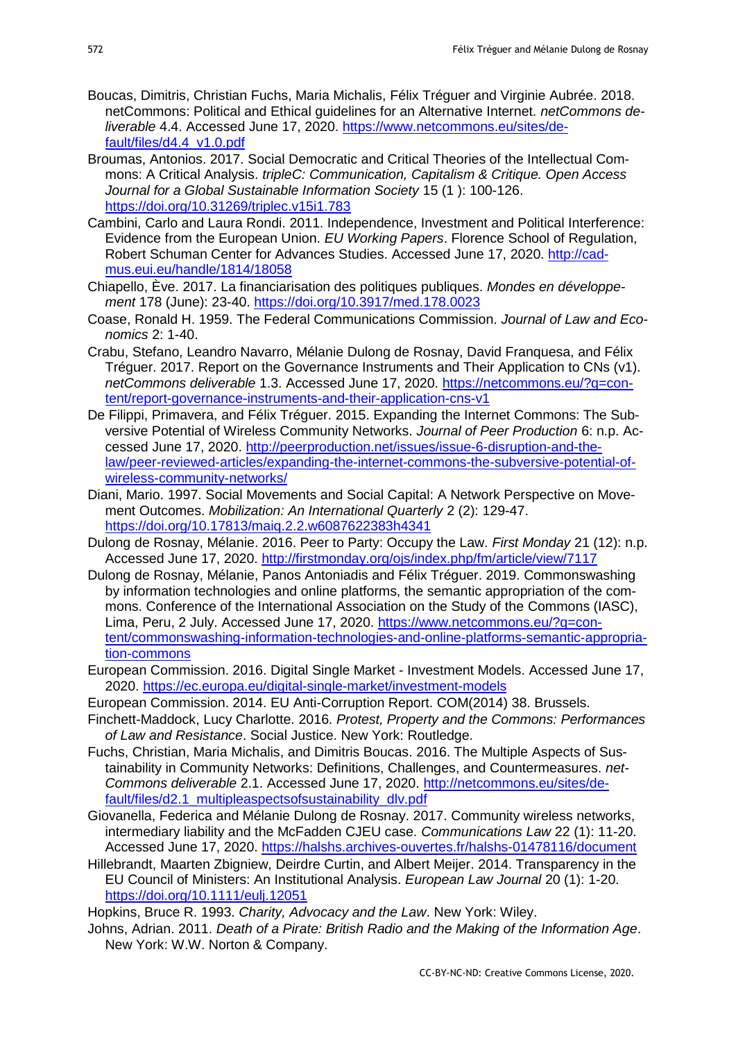Boucas, Dimitris, Christian Fuchs, Maria Michalis, Félix Tréguer and Virginie Aubrée. 2018. netCommons: Political and Ethical guidelines for an Alternative Internet. *netCommons deliverable* 4.4. Accessed June 17, 2020. [https://www.netcommons.eu/sites/default/files/d4.4_v1.0.pdf](https://www.netcommons.eu/sites/default/files/d4.4_v1.0.pdf)

Broumas, Antonios. 2017. Social Democratic and Critical Theories of the Intellectual Commons: A Critical Analysis. *tripleC: Communication, Capitalism & Critique. Open Access Journal for a Global Sustainable Information Society* 15 (1 ): 100-126. [https://doi.org/10.31269/triplec.v15i1.783](https://doi.org/10.31269/triplec.v15i1.783)

Cambini, Carlo and Laura Rondi. 2011. Independence, Investment and Political Interference: Evidence from the European Union. *EU Working Papers*. Florence School of Regulation, Robert Schuman Center for Advances Studies. Accessed June 17, 2020. [http://cadmus.eui.eu/handle/1814/18058](http://cadmus.eui.eu/handle/1814/18058)

Chiapello, Ève. 2017. La financiarisation des politiques publiques. *Mondes en développement* 178 (June): 23-40. [https://doi.org/10.3917/med.178.0023](https://doi.org/10.3917/med.178.0023)

Coase, Ronald H. 1959. The Federal Communications Commission. *Journal of Law and Economics* 2: 1-40.

Crabu, Stefano, Leandro Navarro, Mélanie Dulong de Rosnay, David Franquesa, and Félix Tréguer. 2017. Report on the Governance Instruments and Their Application to CNs (v1). *netCommons deliverable* 1.3. Accessed June 17, 2020. [https://netcommons.eu/?q=content/report-governance-instruments-and-their-application-cns-v1](https://netcommons.eu/?q=content/report-governance-instruments-and-their-application-cns-v1)

De Filippi, Primavera, and Félix Tréguer. 2015. Expanding the Internet Commons: The Subversive Potential of Wireless Community Networks. *Journal of Peer Production* 6: n.p. Accessed June 17, 2020. [http://peerproduction.net/issues/issue-6-disruption-and-the-law/peer-reviewed-articles/expanding-the-internet-commons-the-subversive-potential-of-wireless-community-networks/](http://peerproduction.net/issues/issue-6-disruption-and-the-law/peer-reviewed-articles/expanding-the-internet-commons-the-subversive-potential-of-wireless-community-networks/)

Diani, Mario. 1997. Social Movements and Social Capital: A Network Perspective on Movement Outcomes. *Mobilization: An International Quarterly* 2 (2): 129-47. [https://doi.org/10.17813/maiq.2.2.w6087622383h4341](https://doi.org/10.17813/maiq.2.2.w6087622383h4341)

Dulong de Rosnay, Mélanie. 2016. Peer to Party: Occupy the Law. *First Monday* 21 (12): n.p. Accessed June 17, 2020. [http://firstmonday.org/ojs/index.php/fm/article/view/7117](http://firstmonday.org/ojs/index.php/fm/article/view/7117)

Dulong de Rosnay, Mélanie, Panos Antoniadis and Félix Tréguer. 2019. Commonswashing by information technologies and online platforms, the semantic appropriation of the commons. Conference of the International Association on the Study of the Commons (IASC), Lima, Peru, 2 July. Accessed June 17, 2020. [https://www.netcommons.eu/?q=content/commonswashing-information-technologies-and-online-platforms-semantic-appropriation-commons](https://www.netcommons.eu/?q=content/commonswashing-information-technologies-and-online-platforms-semantic-appropriation-commons)

European Commission. 2016. Digital Single Market - Investment Models. Accessed June 17, 2020. [https://ec.europa.eu/digital-single-market/investment-models](https://ec.europa.eu/digital-single-market/investment-models)

European Commission. 2014. EU Anti-Corruption Report. COM(2014) 38. Brussels.

Finchett-Maddock, Lucy Charlotte. 2016. *Protest, Property and the Commons: Performances of Law and Resistance*. Social Justice. New York: Routledge.

Fuchs, Christian, Maria Michalis, and Dimitris Boucas. 2016. The Multiple Aspects of Sustainability in Community Networks: Definitions, Challenges, and Countermeasures. *netCommons deliverable* 2.1. Accessed June 17, 2020. [http://netcommons.eu/sites/default/files/d2.1_multipleaspectsofsustainability_dlv.pdf](http://netcommons.eu/sites/default/files/d2.1_multipleaspectsofsustainability_dlv.pdf)

Giovanella, Federica and Mélanie Dulong de Rosnay. 2017. Community wireless networks, intermediary liability and the McFadden CJEU case. *Communications Law* 22 (1): 11-20. Accessed June 17, 2020. [https://halshs.archives-ouvertes.fr/halshs-01478116/document](https://halshs.archives-ouvertes.fr/halshs-01478116/document)

Hillebrandt, Maarten Zbigniew, Deirdre Curtin, and Albert Meijer. 2014. Transparency in the EU Council of Ministers: An Institutional Analysis. *European Law Journal* 20 (1): 1-20. [https://doi.org/10.1111/eulj.12051](https://doi.org/10.1111/eulj.12051)

Hopkins, Bruce R. 1993. *Charity, Advocacy and the Law*. New York: Wiley.

Johns, Adrian. 2011. *Death of a Pirate: British Radio and the Making of the Information Age*. New York: W.W. Norton & Company.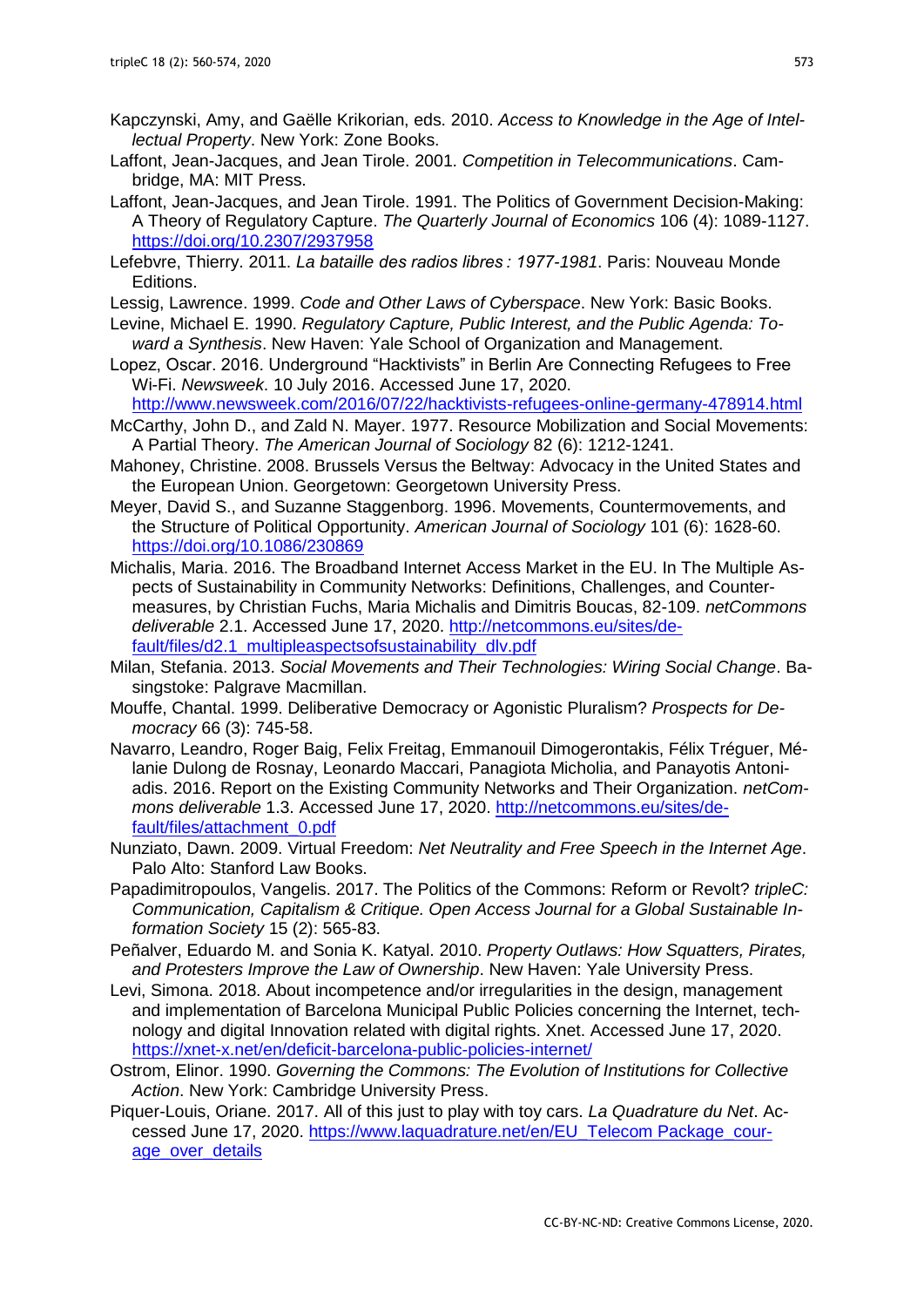Kapczynski, Amy, and Gaëlle Krikorian, eds. 2010. *Access to Knowledge in the Age of Intellectual Property*. New York: Zone Books.

Laffont, Jean-Jacques, and Jean Tirole. 2001. *Competition in Telecommunications*. Cambridge, MA: MIT Press.

Laffont, Jean-Jacques, and Jean Tirole. 1991. The Politics of Government Decision-Making: A Theory of Regulatory Capture. *The Quarterly Journal of Economics* 106 (4): 1089-1127. https://doi.org/10.2307/2937958

Lefebvre, Thierry. 2011. *La bataille des radios libres : 1977-1981*. Paris: Nouveau Monde Editions.

Lessig, Lawrence. 1999. *Code and Other Laws of Cyberspace*. New York: Basic Books.

Levine, Michael E. 1990. *Regulatory Capture, Public Interest, and the Public Agenda: Toward a Synthesis*. New Haven: Yale School of Organization and Management.

Lopez, Oscar. 2016. Underground "Hacktivists" in Berlin Are Connecting Refugees to Free Wi-Fi. *Newsweek*. 10 July 2016. Accessed June 17, 2020. http://www.newsweek.com/2016/07/22/hacktivists-refugees-online-germany-478914.html

McCarthy, John D., and Zald N. Mayer. 1977. Resource Mobilization and Social Movements: A Partial Theory. *The American Journal of Sociology* 82 (6): 1212-1241.

Mahoney, Christine. 2008. Brussels Versus the Beltway: Advocacy in the United States and the European Union. Georgetown: Georgetown University Press.

Meyer, David S., and Suzanne Staggenborg. 1996. Movements, Countermovements, and the Structure of Political Opportunity. *American Journal of Sociology* 101 (6): 1628-60. https://doi.org/10.1086/230869

Michalis, Maria. 2016. The Broadband Internet Access Market in the EU. In The Multiple Aspects of Sustainability in Community Networks: Definitions, Challenges, and Countermeasures, by Christian Fuchs, Maria Michalis and Dimitris Boucas, 82-109. *netCommons deliverable* 2.1. Accessed June 17, 2020. http://netcommons.eu/sites/default/files/d2.1_multipleaspectsofsustainability_dlv.pdf

Milan, Stefania. 2013. *Social Movements and Their Technologies: Wiring Social Change*. Basingstoke: Palgrave Macmillan.

Mouffe, Chantal. 1999. Deliberative Democracy or Agonistic Pluralism? *Prospects for Democracy* 66 (3): 745-58.

Navarro, Leandro, Roger Baig, Felix Freitag, Emmanouil Dimogerontakis, Félix Tréguer, Mélanie Dulong de Rosnay, Leonardo Maccari, Panagiota Micholia, and Panayotis Antoniadis. 2016. Report on the Existing Community Networks and Their Organization. *netCommons deliverable* 1.3. Accessed June 17, 2020. http://netcommons.eu/sites/default/files/attachment_0.pdf

Nunziato, Dawn. 2009. Virtual Freedom: *Net Neutrality and Free Speech in the Internet Age*. Palo Alto: Stanford Law Books.

Papadimitropoulos, Vangelis. 2017. The Politics of the Commons: Reform or Revolt? *tripleC: Communication, Capitalism & Critique. Open Access Journal for a Global Sustainable Information Society* 15 (2): 565-83.

Peñalver, Eduardo M. and Sonia K. Katyal. 2010. *Property Outlaws: How Squatters, Pirates, and Protesters Improve the Law of Ownership*. New Haven: Yale University Press.

Levi, Simona. 2018. About incompetence and/or irregularities in the design, management and implementation of Barcelona Municipal Public Policies concerning the Internet, technology and digital Innovation related with digital rights. Xnet. Accessed June 17, 2020. https://xnet-x.net/en/deficit-barcelona-public-policies-internet/

Ostrom, Elinor. 1990. *Governing the Commons: The Evolution of Institutions for Collective Action*. New York: Cambridge University Press.

Piquer-Louis, Oriane. 2017. All of this just to play with toy cars. *La Quadrature du Net*. Accessed June 17, 2020. https://www.laquadrature.net/en/EU_Telecom_Package_courage_over_details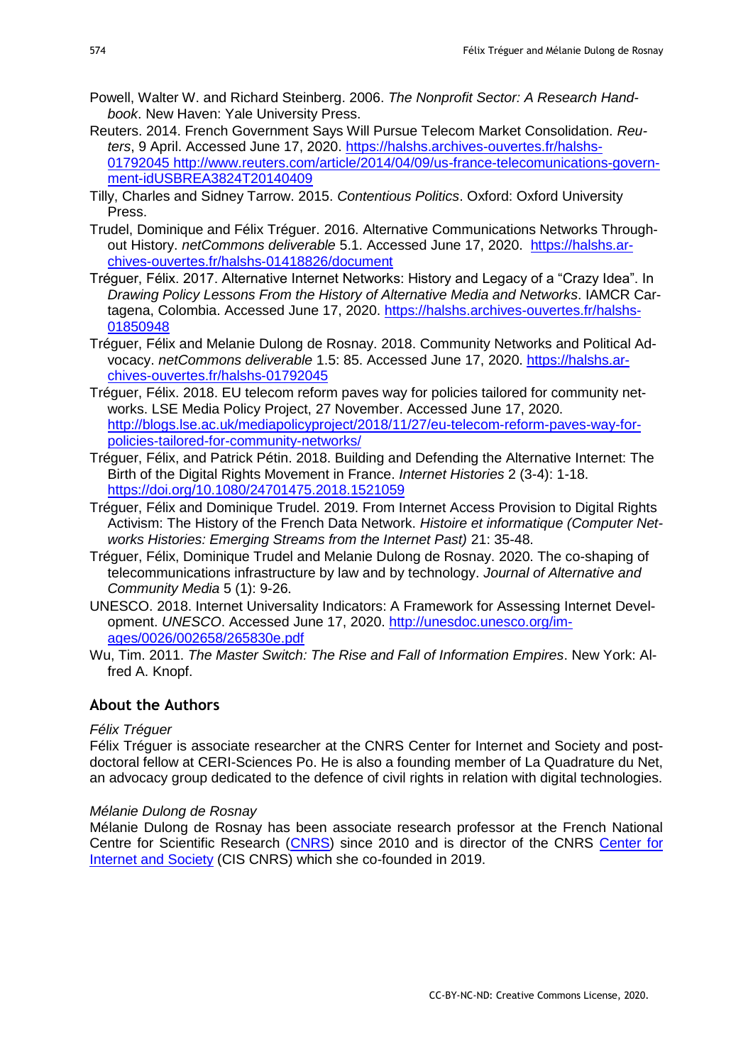Powell, Walter W. and Richard Steinberg. 2006. *The Nonprofit Sector: A Research Handbook*. New Haven: Yale University Press.

Reuters. 2014. French Government Says Will Pursue Telecom Market Consolidation. *Reuters*, 9 April. Accessed June 17, 2020. https://halshs.archives-ouvertes.fr/halshs-01792045 http://www.reuters.com/article/2014/04/09/us-france-telecomunications-government-idUSBREA3824T20140409

Tilly, Charles and Sidney Tarrow. 2015. *Contentious Politics*. Oxford: Oxford University Press.

Trudel, Dominique and Félix Tréguer. 2016. Alternative Communications Networks Throughout History. *netCommons deliverable* 5.1. Accessed June 17, 2020. https://halshs.archives-ouvertes.fr/halshs-01418826/document

Tréguer, Félix. 2017. Alternative Internet Networks: History and Legacy of a "Crazy Idea". In *Drawing Policy Lessons From the History of Alternative Media and Networks*. IAMCR Cartagena, Colombia. Accessed June 17, 2020. https://halshs.archives-ouvertes.fr/halshs-01850948

Tréguer, Félix and Melanie Dulong de Rosnay. 2018. Community Networks and Political Advocacy. *netCommons deliverable* 1.5: 85. Accessed June 17, 2020. https://halshs.archives-ouvertes.fr/halshs-01792045

Tréguer, Félix. 2018. EU telecom reform paves way for policies tailored for community networks. LSE Media Policy Project, 27 November. Accessed June 17, 2020. http://blogs.lse.ac.uk/mediapolicyproject/2018/11/27/eu-telecom-reform-paves-way-for-policies-tailored-for-community-networks/

Tréguer, Félix, and Patrick Pétin. 2018. Building and Defending the Alternative Internet: The Birth of the Digital Rights Movement in France. *Internet Histories* 2 (3-4): 1-18. https://doi.org/10.1080/24701475.2018.1521059

Tréguer, Félix and Dominique Trudel. 2019. From Internet Access Provision to Digital Rights Activism: The History of the French Data Network. *Histoire et informatique (Computer Networks Histories: Emerging Streams from the Internet Past)* 21: 35-48.

Tréguer, Félix, Dominique Trudel and Melanie Dulong de Rosnay. 2020. The co-shaping of telecommunications infrastructure by law and by technology. *Journal of Alternative and Community Media* 5 (1): 9-26.

UNESCO. 2018. Internet Universality Indicators: A Framework for Assessing Internet Development. *UNESCO*. Accessed June 17, 2020. http://unesdoc.unesco.org/images/0026/002658/265830e.pdf

Wu, Tim. 2011. *The Master Switch: The Rise and Fall of Information Empires*. New York: Alfred A. Knopf.

## About the Authors

*Félix Tréguer*

Félix Tréguer is associate researcher at the CNRS Center for Internet and Society and postdoctoral fellow at CERI-Sciences Po. He is also a founding member of La Quadrature du Net, an advocacy group dedicated to the defence of civil rights in relation with digital technologies.

*Mélanie Dulong de Rosnay*

Mélanie Dulong de Rosnay has been associate research professor at the French National Centre for Scientific Research (CNRS) since 2010 and is director of the CNRS Center for Internet and Society (CIS CNRS) which she co-founded in 2019.

CC-BY-NC-ND: Creative Commons License, 2020.